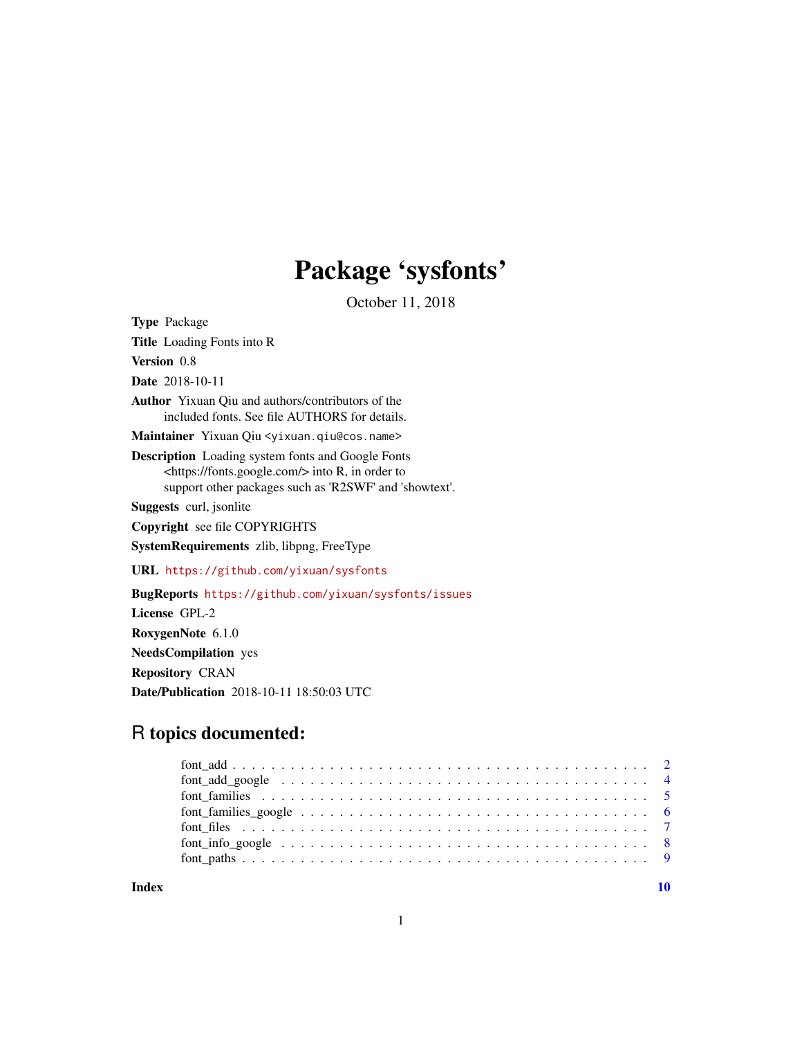# Package 'sysfonts'

October 11, 2018

**Type** Package

**Title** Loading Fonts into R

**Version** 0.8

**Date** 2018-10-11

**Author** Yixuan Qiu and authors/contributors of the included fonts. See file AUTHORS for details.

**Maintainer** Yixuan Qiu <yixuan.qiu@cos.name>

**Description** Loading system fonts and Google Fonts <https://fonts.google.com/> into R, in order to support other packages such as 'R2SWF' and 'showtext'.

**Suggests** curl, jsonlite

**Copyright** see file COPYRIGHTS

**SystemRequirements** zlib, libpng, FreeType

**URL** https://github.com/yixuan/sysfonts

**BugReports** https://github.com/yixuan/sysfonts/issues

**License** GPL-2

**RoxygenNote** 6.1.0

**NeedsCompilation** yes

**Repository** CRAN

**Date/Publication** 2018-10-11 18:50:03 UTC

## R topics documented:

- font_add . . . . . . . . . . . . . . . . . . . . . . . . . . . . . . . . . . . . . . . . 2
- font_add_google . . . . . . . . . . . . . . . . . . . . . . . . . . . . . . . . . . . . 4
- font_families . . . . . . . . . . . . . . . . . . . . . . . . . . . . . . . . . . . . . . 5
- font_families_google . . . . . . . . . . . . . . . . . . . . . . . . . . . . . . . . . 6
- font_files . . . . . . . . . . . . . . . . . . . . . . . . . . . . . . . . . . . . . . . . 7
- font_info_google . . . . . . . . . . . . . . . . . . . . . . . . . . . . . . . . . . . . 8
- font_paths . . . . . . . . . . . . . . . . . . . . . . . . . . . . . . . . . . . . . . . 9

**Index** **10**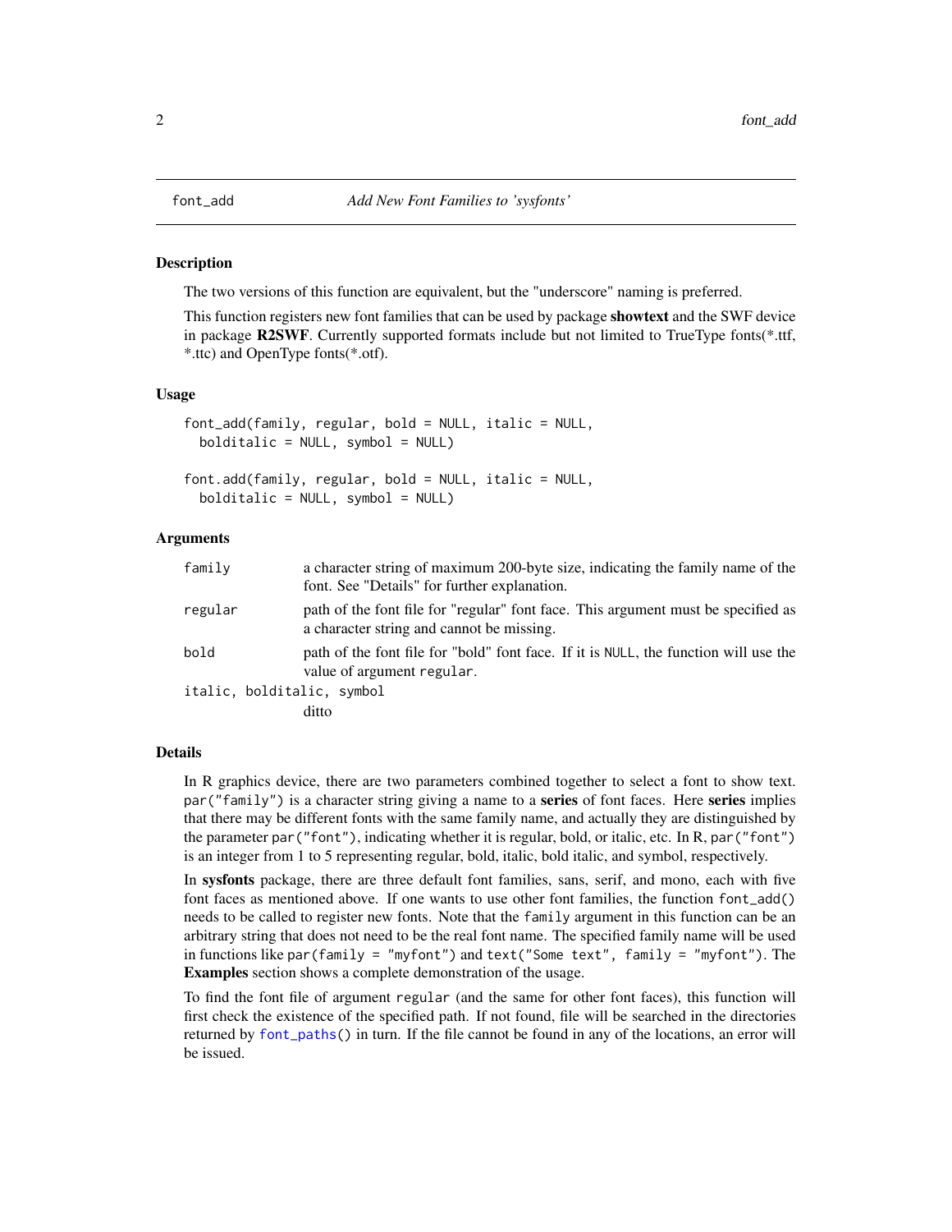## font_add — *Add New Font Families to 'sysfonts'*

### Description

The two versions of this function are equivalent, but the "underscore" naming is preferred.

This function registers new font families that can be used by package **showtext** and the SWF device in package **R2SWF**. Currently supported formats include but not limited to TrueType fonts(*.ttf, *.ttc) and OpenType fonts(*.otf).

### Usage

```
font_add(family, regular, bold = NULL, italic = NULL,
  bolditalic = NULL, symbol = NULL)

font.add(family, regular, bold = NULL, italic = NULL,
  bolditalic = NULL, symbol = NULL)
```

### Arguments

| | |
|---|---|
| `family` | a character string of maximum 200-byte size, indicating the family name of the font. See "Details" for further explanation. |
| `regular` | path of the font file for "regular" font face. This argument must be specified as a character string and cannot be missing. |
| `bold` | path of the font file for "bold" font face. If it is `NULL`, the function will use the value of argument `regular`. |
| `italic, bolditalic, symbol` | ditto |

### Details

In R graphics device, there are two parameters combined together to select a font to show text. `par("family")` is a character string giving a name to a **series** of font faces. Here **series** implies that there may be different fonts with the same family name, and actually they are distinguished by the parameter `par("font")`, indicating whether it is regular, bold, or italic, etc. In R, `par("font")` is an integer from 1 to 5 representing regular, bold, italic, bold italic, and symbol, respectively.

In **sysfonts** package, there are three default font families, sans, serif, and mono, each with five font faces as mentioned above. If one wants to use other font families, the function `font_add()` needs to be called to register new fonts. Note that the `family` argument in this function can be an arbitrary string that does not need to be the real font name. The specified family name will be used in functions like `par(family = "myfont")` and `text("Some text", family = "myfont")`. The **Examples** section shows a complete demonstration of the usage.

To find the font file of argument `regular` (and the same for other font faces), this function will first check the existence of the specified path. If not found, file will be searched in the directories returned by `font_paths()` in turn. If the file cannot be found in any of the locations, an error will be issued.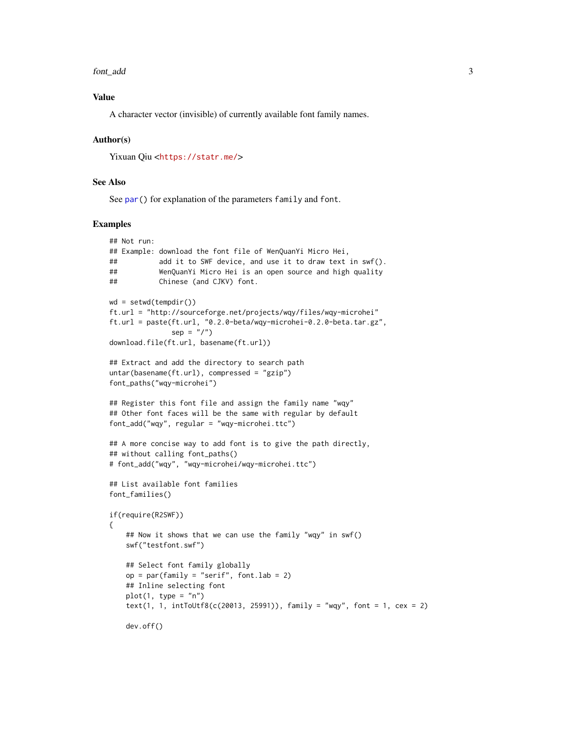### Value

A character vector (invisible) of currently available font family names.

### Author(s)

Yixuan Qiu <https://statr.me/>

### See Also

See `par()` for explanation of the parameters `family` and `font`.

### Examples

```
## Not run:
## Example: download the font file of WenQuanYi Micro Hei,
##          add it to SWF device, and use it to draw text in swf().
##          WenQuanYi Micro Hei is an open source and high quality
##          Chinese (and CJKV) font.

wd = setwd(tempdir())
ft.url = "http://sourceforge.net/projects/wqy/files/wqy-microhei"
ft.url = paste(ft.url, "0.2.0-beta/wqy-microhei-0.2.0-beta.tar.gz",
               sep = "/")
download.file(ft.url, basename(ft.url))

## Extract and add the directory to search path
untar(basename(ft.url), compressed = "gzip")
font_paths("wqy-microhei")

## Register this font file and assign the family name "wqy"
## Other font faces will be the same with regular by default
font_add("wqy", regular = "wqy-microhei.ttc")

## A more concise way to add font is to give the path directly,
## without calling font_paths()
# font_add("wqy", "wqy-microhei/wqy-microhei.ttc")

## List available font families
font_families()

if(require(R2SWF))
{
    ## Now it shows that we can use the family "wqy" in swf()
    swf("testfont.swf")

    ## Select font family globally
    op = par(family = "serif", font.lab = 2)
    ## Inline selecting font
    plot(1, type = "n")
    text(1, 1, intToUtf8(c(20013, 25991)), family = "wqy", font = 1, cex = 2)

    dev.off()
```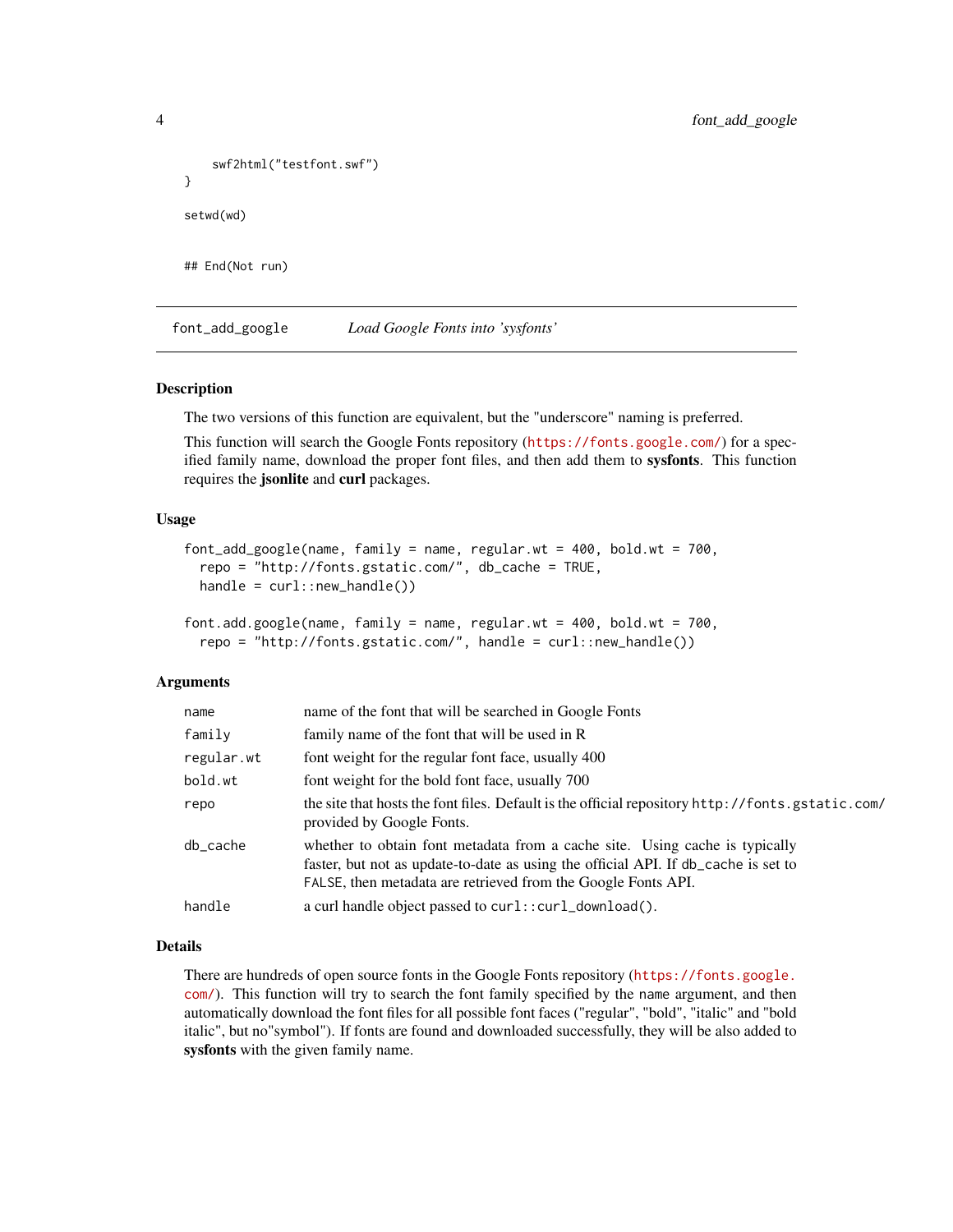```
    swf2html("testfont.swf")
}

setwd(wd)


## End(Not run)
```

## font_add_google    *Load Google Fonts into 'sysfonts'*

### Description

The two versions of this function are equivalent, but the "underscore" naming is preferred.

This function will search the Google Fonts repository (https://fonts.google.com/) for a specified family name, download the proper font files, and then add them to **sysfonts**. This function requires the **jsonlite** and **curl** packages.

### Usage

```
font_add_google(name, family = name, regular.wt = 400, bold.wt = 700,
  repo = "http://fonts.gstatic.com/", db_cache = TRUE,
  handle = curl::new_handle())

font.add.google(name, family = name, regular.wt = 400, bold.wt = 700,
  repo = "http://fonts.gstatic.com/", handle = curl::new_handle())
```

### Arguments

| | |
|---|---|
| `name` | name of the font that will be searched in Google Fonts |
| `family` | family name of the font that will be used in R |
| `regular.wt` | font weight for the regular font face, usually 400 |
| `bold.wt` | font weight for the bold font face, usually 700 |
| `repo` | the site that hosts the font files. Default is the official repository `http://fonts.gstatic.com/` provided by Google Fonts. |
| `db_cache` | whether to obtain font metadata from a cache site. Using cache is typically faster, but not as update-to-date as using the official API. If `db_cache` is set to `FALSE`, then metadata are retrieved from the Google Fonts API. |
| `handle` | a curl handle object passed to `curl::curl_download()`. |

### Details

There are hundreds of open source fonts in the Google Fonts repository (https://fonts.google.com/). This function will try to search the font family specified by the `name` argument, and then automatically download the font files for all possible font faces ("regular", "bold", "italic" and "bold italic", but no"symbol"). If fonts are found and downloaded successfully, they will be also added to **sysfonts** with the given family name.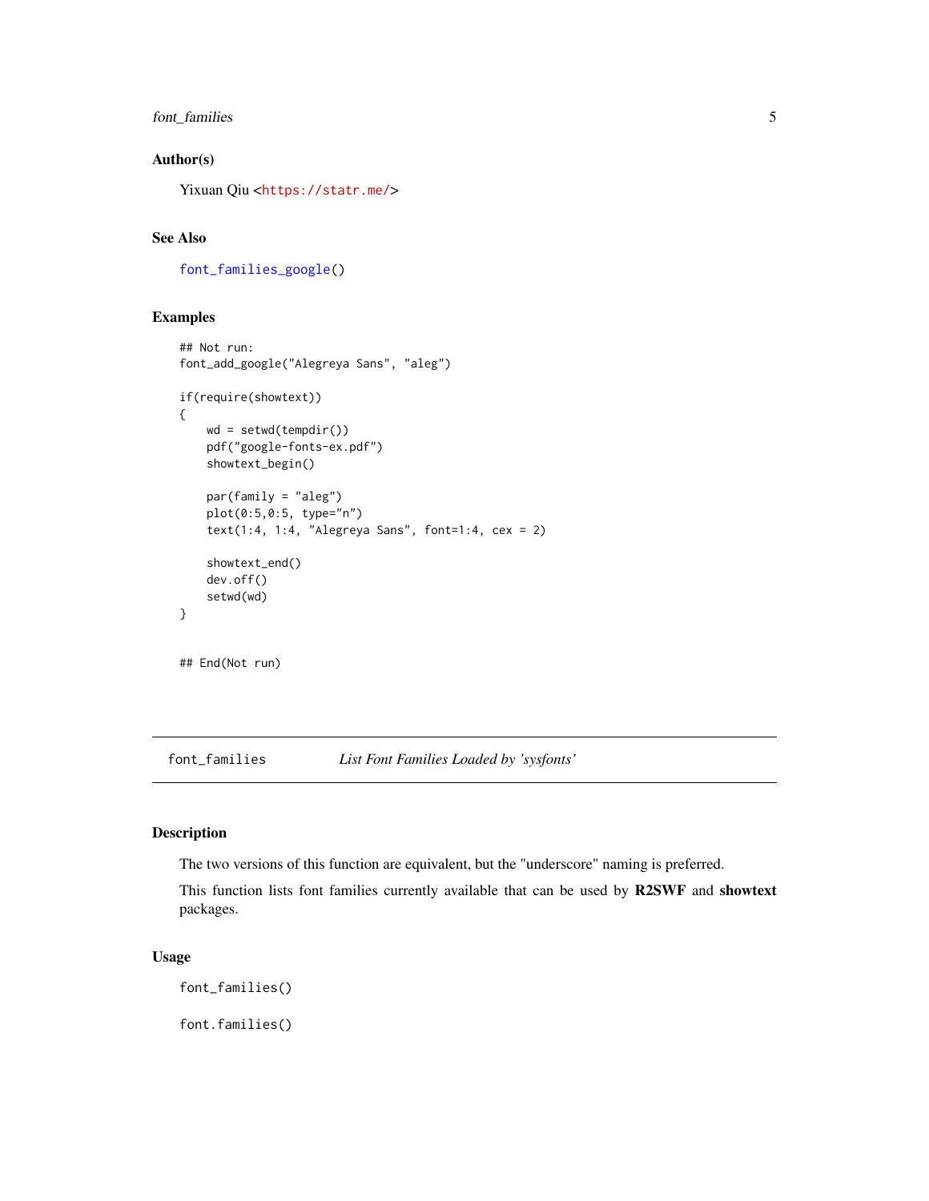### Author(s)

Yixuan Qiu <https://statr.me/>

### See Also

font_families_google()

### Examples

```
## Not run:
font_add_google("Alegreya Sans", "aleg")

if(require(showtext))
{
    wd = setwd(tempdir())
    pdf("google-fonts-ex.pdf")
    showtext_begin()

    par(family = "aleg")
    plot(0:5,0:5, type="n")
    text(1:4, 1:4, "Alegreya Sans", font=1:4, cex = 2)

    showtext_end()
    dev.off()
    setwd(wd)
}


## End(Not run)
```

---

## font_families — *List Font Families Loaded by 'sysfonts'*

---

### Description

The two versions of this function are equivalent, but the "underscore" naming is preferred.

This function lists font families currently available that can be used by **R2SWF** and **showtext** packages.

### Usage

```
font_families()

font.families()
```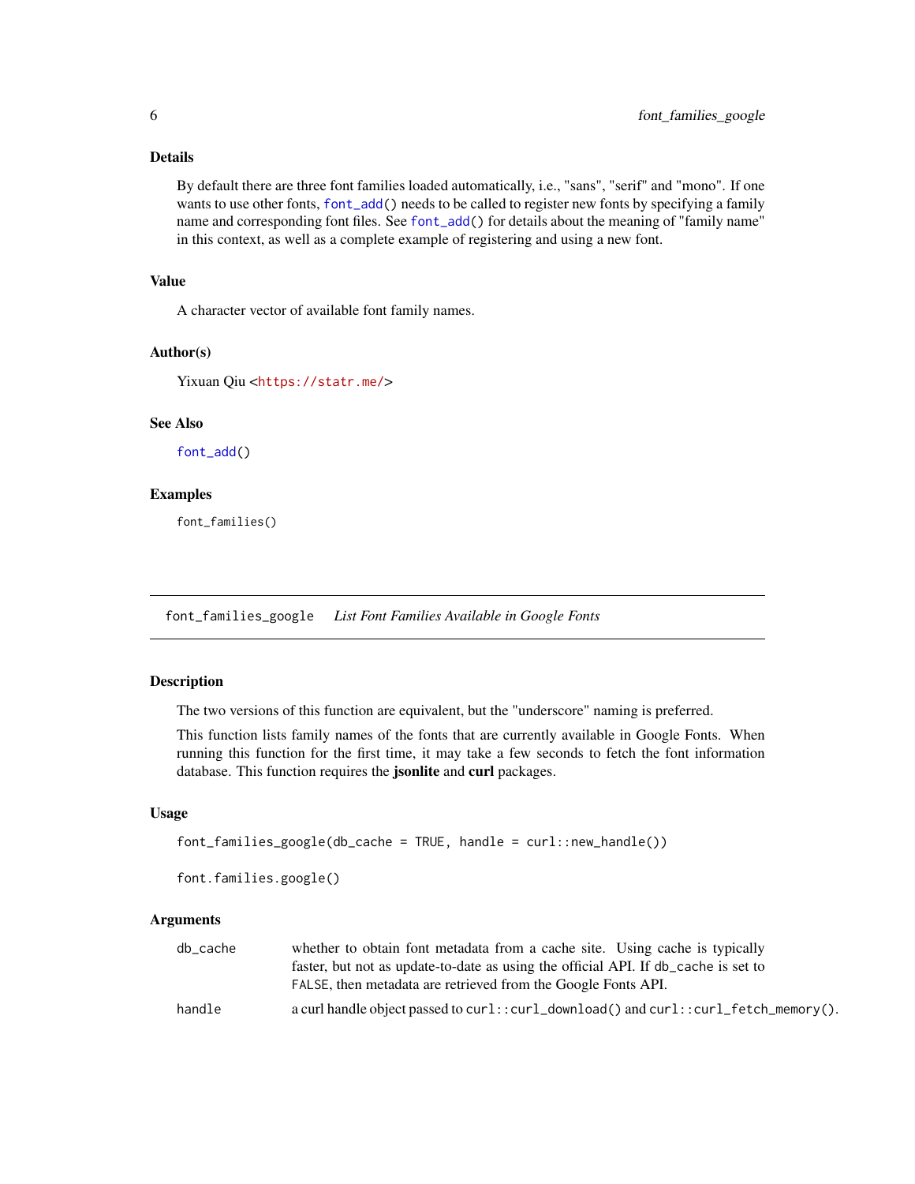### Details

By default there are three font families loaded automatically, i.e., "sans", "serif" and "mono". If one wants to use other fonts, `font_add()` needs to be called to register new fonts by specifying a family name and corresponding font files. See `font_add()` for details about the meaning of "family name" in this context, as well as a complete example of registering and using a new font.

### Value

A character vector of available font family names.

### Author(s)

Yixuan Qiu <https://statr.me/>

### See Also

`font_add()`

### Examples

```
font_families()
```

---

## font_families_google *List Font Families Available in Google Fonts*

---

### Description

The two versions of this function are equivalent, but the "underscore" naming is preferred.

This function lists family names of the fonts that are currently available in Google Fonts. When running this function for the first time, it may take a few seconds to fetch the font information database. This function requires the **jsonlite** and **curl** packages.

### Usage

```
font_families_google(db_cache = TRUE, handle = curl::new_handle())

font.families.google()
```

### Arguments

| | |
|---|---|
| db_cache | whether to obtain font metadata from a cache site. Using cache is typically faster, but not as update-to-date as using the official API. If `db_cache` is set to `FALSE`, then metadata are retrieved from the Google Fonts API. |
| handle | a curl handle object passed to `curl::curl_download()` and `curl::curl_fetch_memory()`. |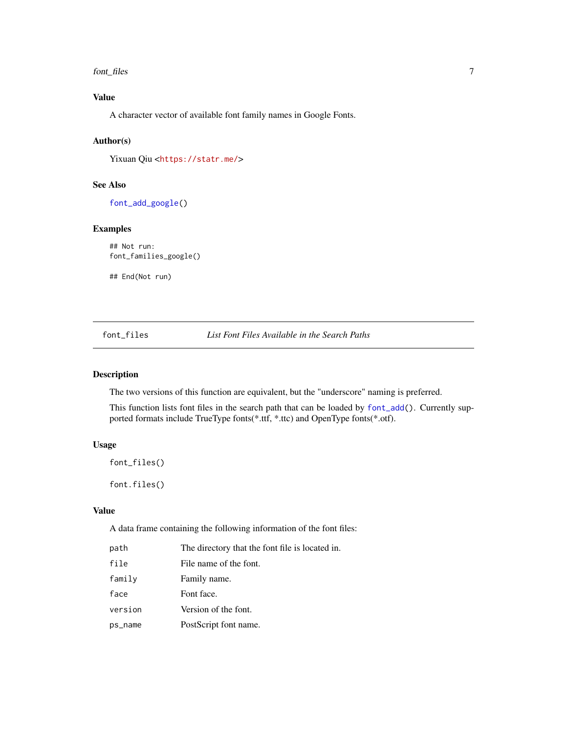## Value

A character vector of available font family names in Google Fonts.

## Author(s)

Yixuan Qiu <https://statr.me/>

## See Also

`font_add_google()`

## Examples

```
## Not run:
font_families_google()

## End(Not run)
```

---

# font_files — *List Font Files Available in the Search Paths*

---

## Description

The two versions of this function are equivalent, but the "underscore" naming is preferred.

This function lists font files in the search path that can be loaded by `font_add()`. Currently supported formats include TrueType fonts(*.ttf, *.ttc) and OpenType fonts(*.otf).

## Usage

```
font_files()

font.files()
```

## Value

A data frame containing the following information of the font files:

| | |
|---|---|
| `path` | The directory that the font file is located in. |
| `file` | File name of the font. |
| `family` | Family name. |
| `face` | Font face. |
| `version` | Version of the font. |
| `ps_name` | PostScript font name. |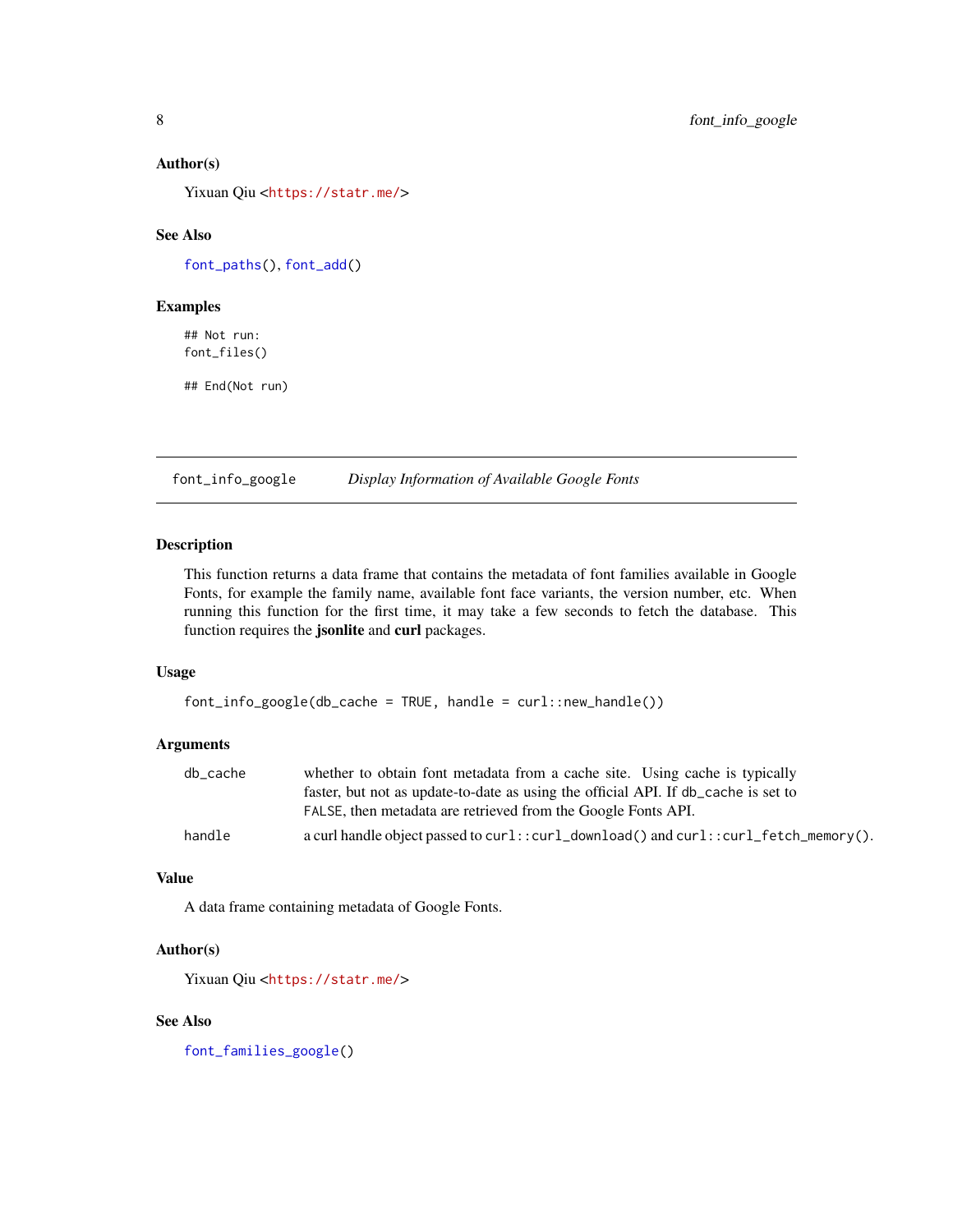### Author(s)

Yixuan Qiu <https://statr.me/>

### See Also

font_paths(), font_add()

### Examples

```
## Not run:
font_files()

## End(Not run)
```

---

## font_info_google — *Display Information of Available Google Fonts*

---

### Description

This function returns a data frame that contains the metadata of font families available in Google Fonts, for example the family name, available font face variants, the version number, etc. When running this function for the first time, it may take a few seconds to fetch the database. This function requires the **jsonlite** and **curl** packages.

### Usage

```
font_info_google(db_cache = TRUE, handle = curl::new_handle())
```

### Arguments

| | |
|---|---|
| db_cache | whether to obtain font metadata from a cache site. Using cache is typically faster, but not as update-to-date as using the official API. If db_cache is set to FALSE, then metadata are retrieved from the Google Fonts API. |
| handle | a curl handle object passed to curl::curl_download() and curl::curl_fetch_memory(). |

### Value

A data frame containing metadata of Google Fonts.

### Author(s)

Yixuan Qiu <https://statr.me/>

### See Also

font_families_google()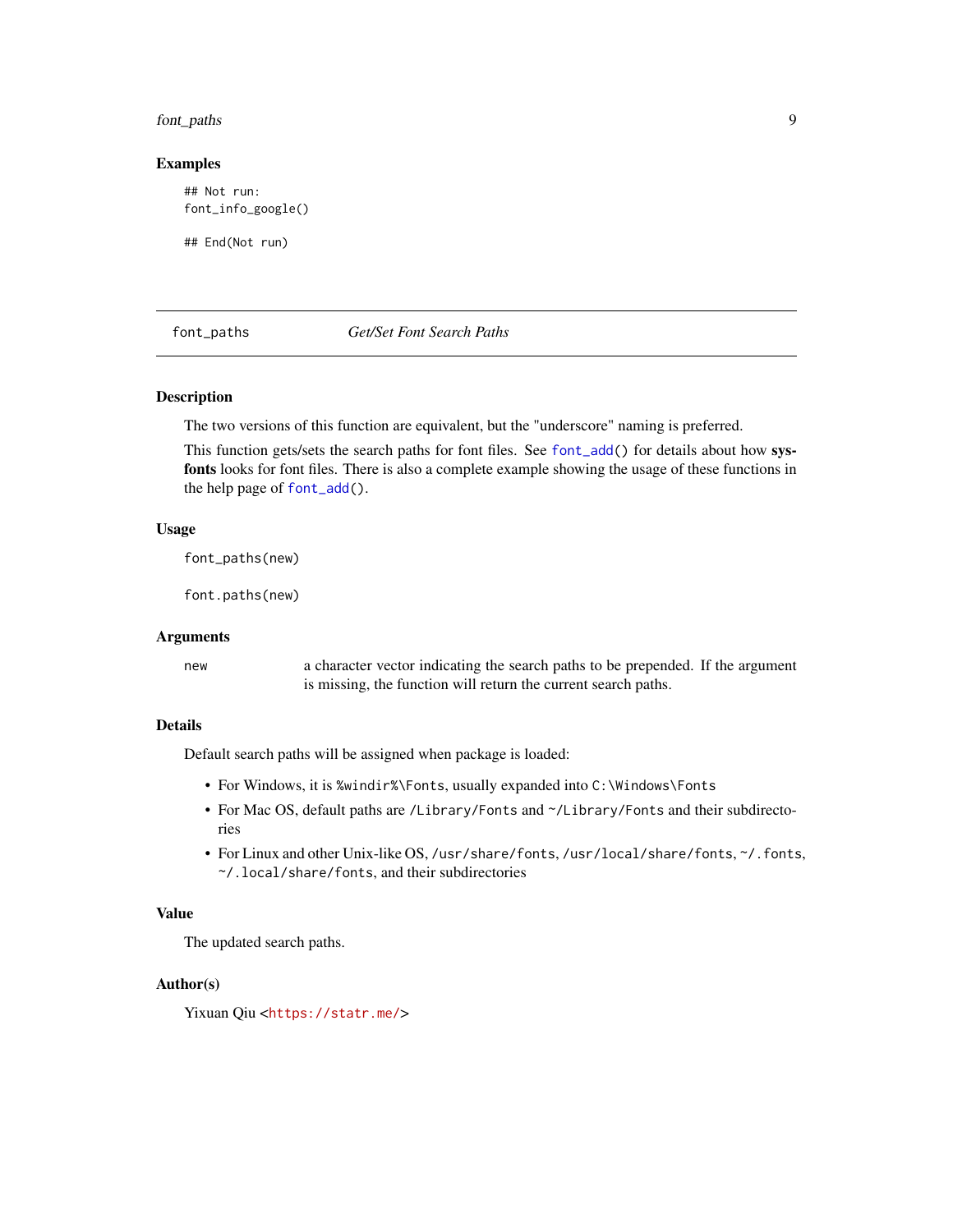### Examples

```
## Not run:
font_info_google()

## End(Not run)
```

## font_paths — *Get/Set Font Search Paths*

### Description

The two versions of this function are equivalent, but the "underscore" naming is preferred.

This function gets/sets the search paths for font files. See `font_add()` for details about how **sysfonts** looks for font files. There is also a complete example showing the usage of these functions in the help page of `font_add()`.

### Usage

```
font_paths(new)

font.paths(new)
```

### Arguments

| | |
|---|---|
| `new` | a character vector indicating the search paths to be prepended. If the argument is missing, the function will return the current search paths. |

### Details

Default search paths will be assigned when package is loaded:

- For Windows, it is `%windir%\Fonts`, usually expanded into `C:\Windows\Fonts`
- For Mac OS, default paths are `/Library/Fonts` and `~/Library/Fonts` and their subdirectories
- For Linux and other Unix-like OS, `/usr/share/fonts`, `/usr/local/share/fonts`, `~/.fonts`, `~/.local/share/fonts`, and their subdirectories

### Value

The updated search paths.

### Author(s)

Yixuan Qiu <https://statr.me/>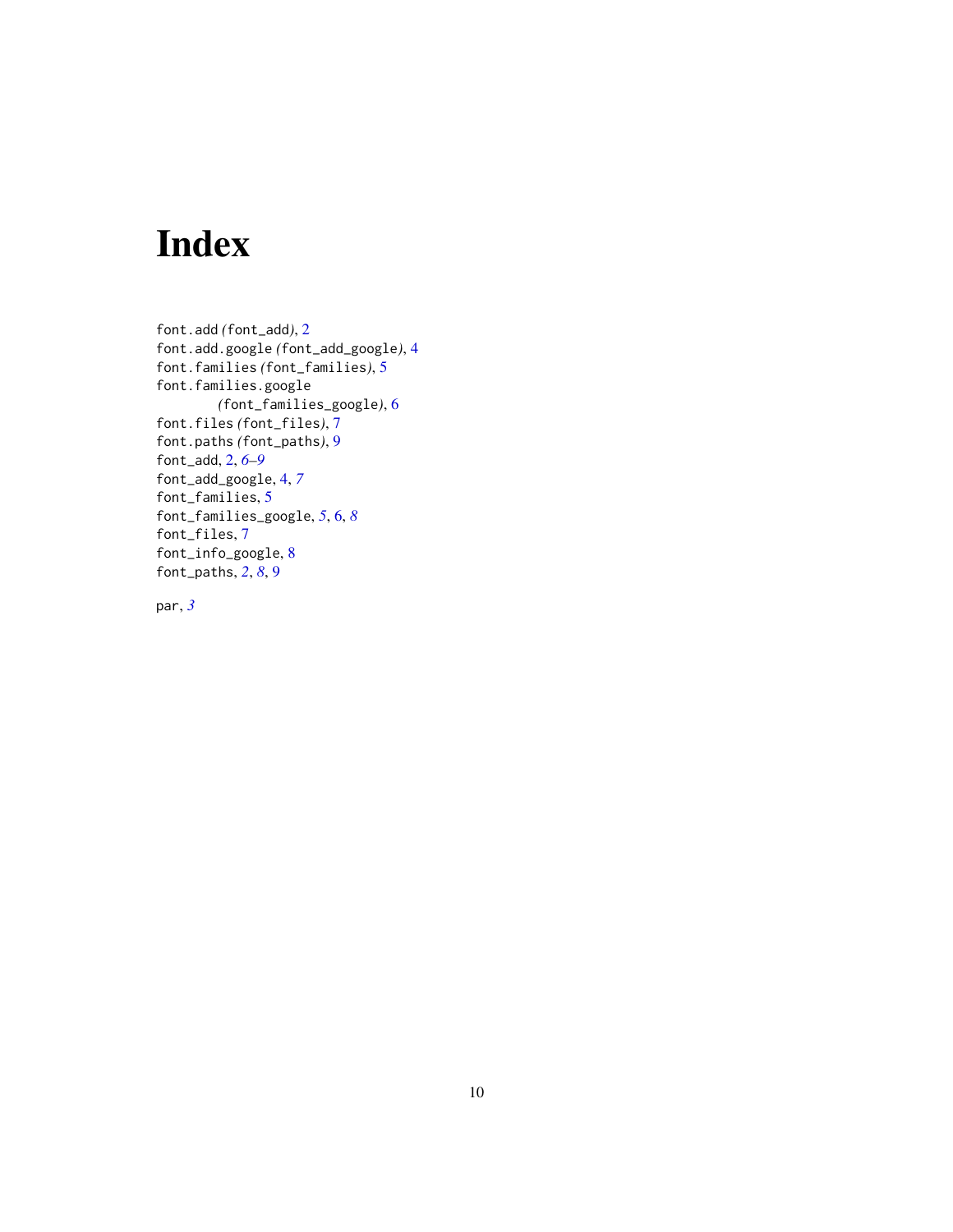# Index

font.add (font_add), 2
font.add.google (font_add_google), 4
font.families (font_families), 5
font.families.google (font_families_google), 6
font.files (font_files), 7
font.paths (font_paths), 9
font_add, 2, *6–9*
font_add_google, 4, *7*
font_families, 5
font_families_google, *5*, 6, *8*
font_files, 7
font_info_google, 8
font_paths, 2, *8*, 9

par, *3*